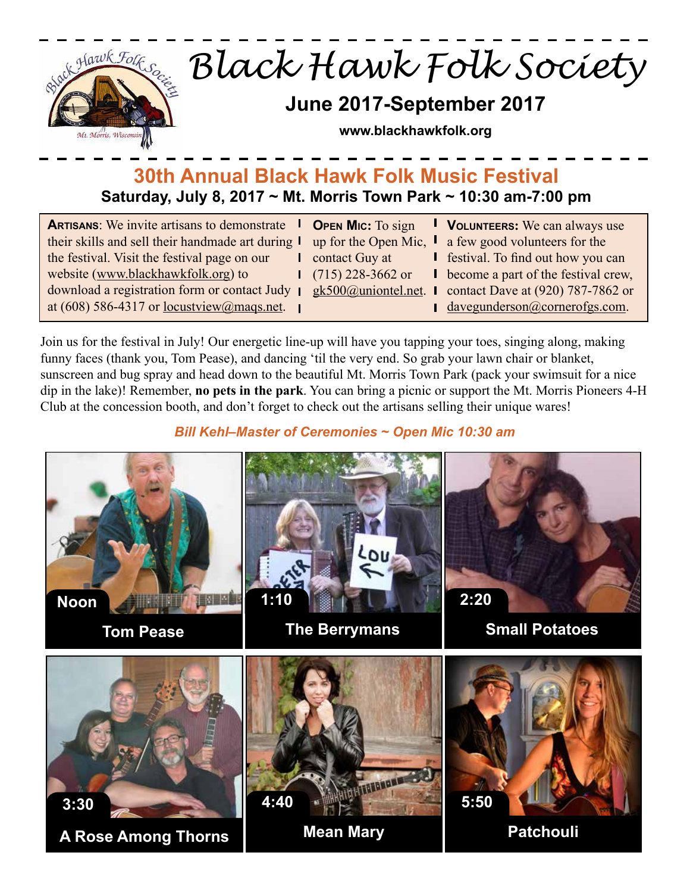# Black Hawk Folk Society

**June 2017-September 2017**

**www.blackhawkfolk.org**

## 30th Annual Black Hawk Folk Music Festival

**Saturday, July 8, 2017 ~ Mt. Morris Town Park ~ 10:30 am-7:00 pm**

**ARTISANS**: We invite artisans to demonstrate their skills and sell their handmade art during the festival. Visit the festival page on our website (www.blackhawkfolk.org) to download a registration form or contact Judy at (608) 586-4317 or locustview@maqs.net.

**OPEN MIC:** To sign up for the Open Mic, contact Guy at (715) 228-3662 or gk500@uniontel.net.

**VOLUNTEERS:** We can always use a few good volunteers for the festival. To find out how you can become a part of the festival crew, contact Dave at (920) 787-7862 or davegunderson@cornerofgs.com.

Join us for the festival in July! Our energetic line-up will have you tapping your toes, singing along, making funny faces (thank you, Tom Pease), and dancing 'til the very end. So grab your lawn chair or blanket, sunscreen and bug spray and head down to the beautiful Mt. Morris Town Park (pack your swimsuit for a nice dip in the lake)! Remember, **no pets in the park**. You can bring a picnic or support the Mt. Morris Pioneers 4-H Club at the concession booth, and don't forget to check out the artisans selling their unique wares!

***Bill Kehl–Master of Ceremonies ~ Open Mic 10:30 am***

| Time | Performer |
|---|---|
| Noon | Tom Pease |
| 1:10 | The Berrymans |
| 2:20 | Small Potatoes |
| 3:30 | A Rose Among Thorns |
| 4:40 | Mean Mary |
| 5:50 | Patchouli |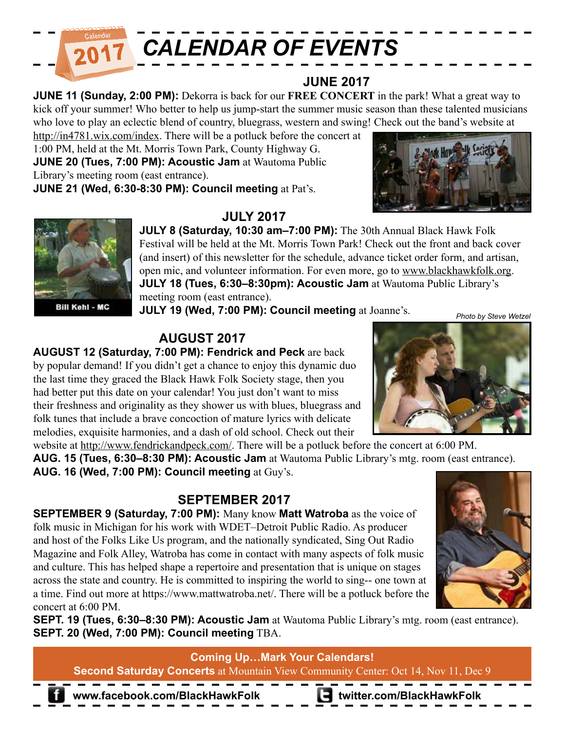# CALENDAR OF EVENTS

## JUNE 2017

**JUNE 11 (Sunday, 2:00 PM):** Dekorra is back for our **FREE CONCERT** in the park! What a great way to kick off your summer! Who better to help us jump-start the summer music season than these talented musicians who love to play an eclectic blend of country, bluegrass, western and swing! Check out the band's website at http://in4781.wix.com/index. There will be a potluck before the concert at 1:00 PM, held at the Mt. Morris Town Park, County Highway G.

**JUNE 20 (Tues, 7:00 PM): Acoustic Jam** at Wautoma Public Library's meeting room (east entrance).

**JUNE 21 (Wed, 6:30-8:30 PM): Council meeting** at Pat's.

## JULY 2017

Bill Kehl - MC

**JULY 8 (Saturday, 10:30 am–7:00 PM):** The 30th Annual Black Hawk Folk Festival will be held at the Mt. Morris Town Park! Check out the front and back cover (and insert) of this newsletter for the schedule, advance ticket order form, and artisan, open mic, and volunteer information. For even more, go to www.blackhawkfolk.org.

**JULY 18 (Tues, 6:30–8:30pm): Acoustic Jam** at Wautoma Public Library's meeting room (east entrance).

**JULY 19 (Wed, 7:00 PM): Council meeting** at Joanne's.

*Photo by Steve Wetzel*

## AUGUST 2017

**AUGUST 12 (Saturday, 7:00 PM): Fendrick and Peck** are back by popular demand! If you didn't get a chance to enjoy this dynamic duo the last time they graced the Black Hawk Folk Society stage, then you had better put this date on your calendar! You just don't want to miss their freshness and originality as they shower us with blues, bluegrass and folk tunes that include a brave concoction of mature lyrics with delicate melodies, exquisite harmonies, and a dash of old school. Check out their website at http://www.fendrickandpeck.com/. There will be a potluck before the concert at 6:00 PM.

**AUG. 15 (Tues, 6:30–8:30 PM): Acoustic Jam** at Wautoma Public Library's mtg. room (east entrance).

**AUG. 16 (Wed, 7:00 PM): Council meeting** at Guy's.

## SEPTEMBER 2017

**SEPTEMBER 9 (Saturday, 7:00 PM):** Many know **Matt Watroba** as the voice of folk music in Michigan for his work with WDET–Detroit Public Radio. As producer and host of the Folks Like Us program, and the nationally syndicated, Sing Out Radio Magazine and Folk Alley, Watroba has come in contact with many aspects of folk music and culture. This has helped shape a repertoire and presentation that is unique on stages across the state and country. He is committed to inspiring the world to sing-- one town at a time. Find out more at https://www.mattwatroba.net/. There will be a potluck before the concert at 6:00 PM.

**SEPT. 19 (Tues, 6:30–8:30 PM): Acoustic Jam** at Wautoma Public Library's mtg. room (east entrance).

**SEPT. 20 (Wed, 7:00 PM): Council meeting** TBA.

**Coming Up…Mark Your Calendars!**
**Second Saturday Concerts** at Mountain View Community Center: Oct 14, Nov 11, Dec 9

**www.facebook.com/BlackHawkFolk** **twitter.com/BlackHawkFolk**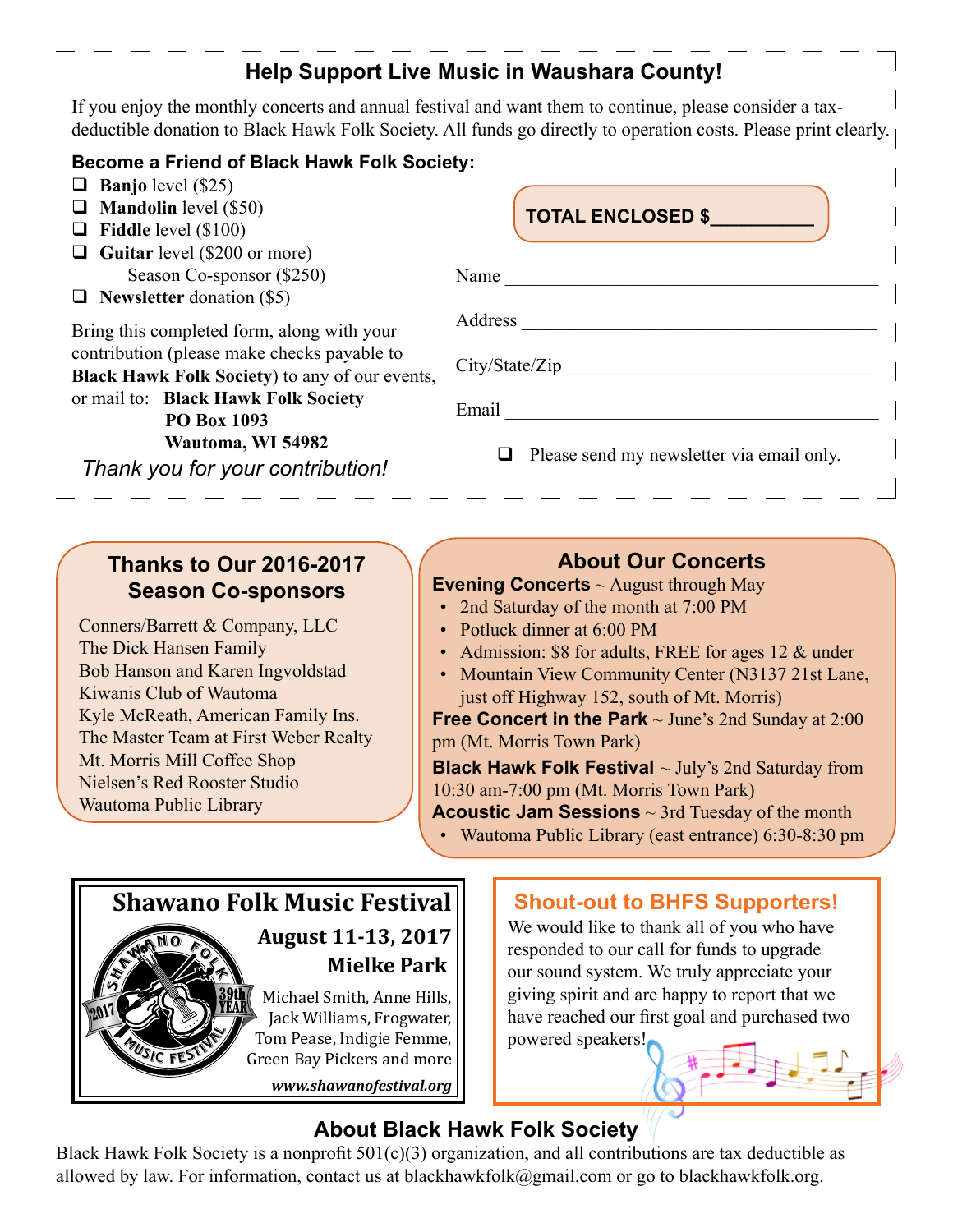## Help Support Live Music in Waushara County!

If you enjoy the monthly concerts and annual festival and want them to continue, please consider a tax-deductible donation to Black Hawk Folk Society. All funds go directly to operation costs. Please print clearly.

**Become a Friend of Black Hawk Folk Society:**

- ❑ **Banjo** level ($25)
- ❑ **Mandolin** level ($50)
- ❑ **Fiddle** level ($100)
- ❑ **Guitar** level ($200 or more)
  Season Co-sponsor ($250)
- ❑ **Newsletter** donation ($5)

Bring this completed form, along with your contribution (please make checks payable to **Black Hawk Folk Society**) to any of our events, or mail to: **Black Hawk Folk Society**
**PO Box 1093**
**Wautoma, WI 54982**

*Thank you for your contribution!*

**TOTAL ENCLOSED $__________**

Name ________________________________________

Address ______________________________________

City/State/Zip _________________________________

Email ________________________________________

❑ Please send my newsletter via email only.

## Thanks to Our 2016-2017 Season Co-sponsors

Conners/Barrett & Company, LLC
The Dick Hansen Family
Bob Hanson and Karen Ingvoldstad
Kiwanis Club of Wautoma
Kyle McReath, American Family Ins.
The Master Team at First Weber Realty
Mt. Morris Mill Coffee Shop
Nielsen's Red Rooster Studio
Wautoma Public Library

## About Our Concerts

**Evening Concerts** ~ August through May

- 2nd Saturday of the month at 7:00 PM
- Potluck dinner at 6:00 PM
- Admission: $8 for adults, FREE for ages 12 & under
- Mountain View Community Center (N3137 21st Lane, just off Highway 152, south of Mt. Morris)

**Free Concert in the Park** ~ June's 2nd Sunday at 2:00 pm (Mt. Morris Town Park)

**Black Hawk Folk Festival** ~ July's 2nd Saturday from 10:30 am-7:00 pm (Mt. Morris Town Park)

**Acoustic Jam Sessions** ~ 3rd Tuesday of the month

- Wautoma Public Library (east entrance) 6:30-8:30 pm

## Shawano Folk Music Festival

**August 11-13, 2017**
**Mielke Park**

Michael Smith, Anne Hills, Jack Williams, Frogwater, Tom Pease, Indigie Femme, Green Bay Pickers and more

*www.shawanofestival.org*

## Shout-out to BHFS Supporters!

We would like to thank all of you who have responded to our call for funds to upgrade our sound system. We truly appreciate your giving spirit and are happy to report that we have reached our first goal and purchased two powered speakers!

## About Black Hawk Folk Society

Black Hawk Folk Society is a nonprofit 501(c)(3) organization, and all contributions are tax deductible as allowed by law. For information, contact us at blackhawkfolk@gmail.com or go to blackhawkfolk.org.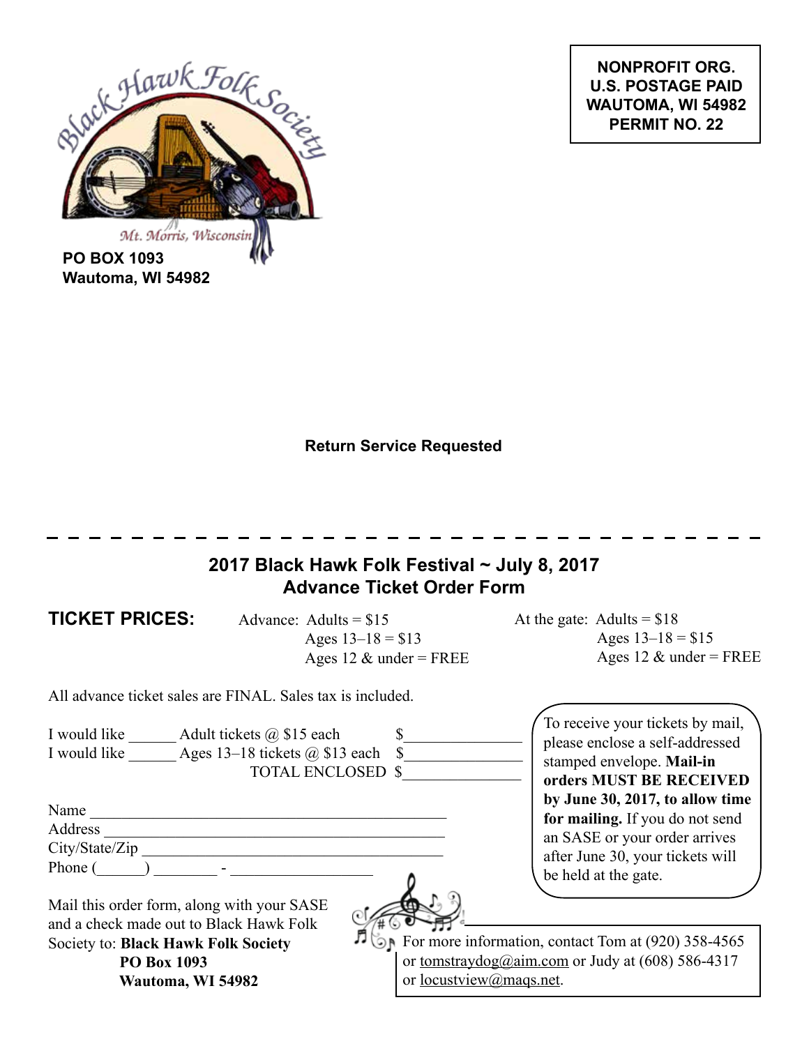Black Hawk Folk Society

Mt. Morris, Wisconsin

**PO BOX 1093**
**Wautoma, WI 54982**

**NONPROFIT ORG.**
**U.S. POSTAGE PAID**
**WAUTOMA, WI 54982**
**PERMIT NO. 22**

**Return Service Requested**

---

## 2017 Black Hawk Folk Festival ~ July 8, 2017
## Advance Ticket Order Form

**TICKET PRICES:**

Advance: Adults = $15
Ages 13–18 = $13
Ages 12 & under = FREE

At the gate: Adults = $18
Ages 13–18 = $15
Ages 12 & under = FREE

All advance ticket sales are FINAL. Sales tax is included.

I would like ______ Adult tickets @ $15 each $______________
I would like ______ Ages 13–18 tickets @ $13 each $______________
TOTAL ENCLOSED $______________

Name ____________________________________________
Address __________________________________________
City/State/Zip _____________________________________
Phone (______) ________ - _________________

To receive your tickets by mail, please enclose a self-addressed stamped envelope. **Mail-in orders MUST BE RECEIVED by June 30, 2017, to allow time for mailing.** If you do not send an SASE or your order arrives after June 30, your tickets will be held at the gate.

Mail this order form, along with your SASE and a check made out to Black Hawk Folk Society to: **Black Hawk Folk Society**
**PO Box 1093**
**Wautoma, WI 54982**

For more information, contact Tom at (920) 358-4565 or tomstraydog@aim.com or Judy at (608) 586-4317 or locustview@maqs.net.